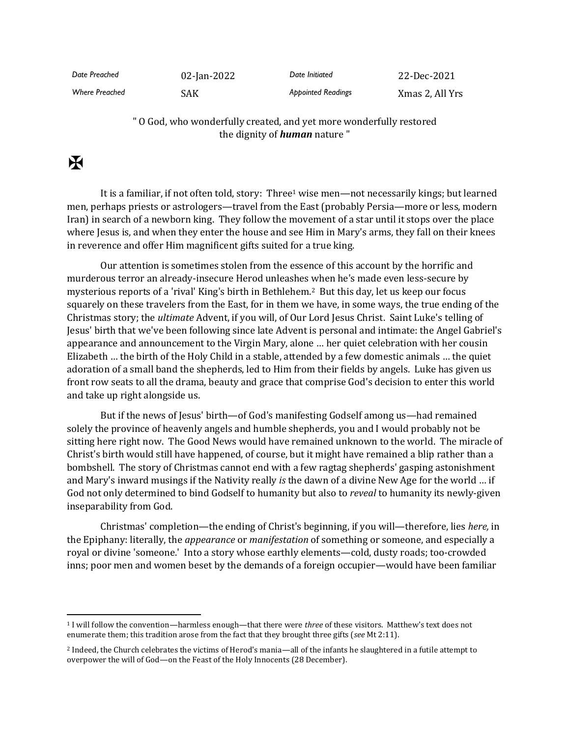| Date Preached | 02-Jan-2022 | Date Initiated | 22-Dec-2021 |
|---|---|---|---|
| Where Preached | SAK | Appointed Readings | Xmas 2, All Yrs |

" O God, who wonderfully created, and yet more wonderfully restored the dignity of ***human*** nature "

✠

It is a familiar, if not often told, story: Three[1] wise men—not necessarily kings; but learned men, perhaps priests or astrologers—travel from the East (probably Persia—more or less, modern Iran) in search of a newborn king. They follow the movement of a star until it stops over the place where Jesus is, and when they enter the house and see Him in Mary's arms, they fall on their knees in reverence and offer Him magnificent gifts suited for a true king.

Our attention is sometimes stolen from the essence of this account by the horrific and murderous terror an already-insecure Herod unleashes when he's made even less-secure by mysterious reports of a 'rival' King's birth in Bethlehem.[2] But this day, let us keep our focus squarely on these travelers from the East, for in them we have, in some ways, the true ending of the Christmas story; the *ultimate* Advent, if you will, of Our Lord Jesus Christ. Saint Luke's telling of Jesus' birth that we've been following since late Advent is personal and intimate: the Angel Gabriel's appearance and announcement to the Virgin Mary, alone … her quiet celebration with her cousin Elizabeth … the birth of the Holy Child in a stable, attended by a few domestic animals … the quiet adoration of a small band the shepherds, led to Him from their fields by angels. Luke has given us front row seats to all the drama, beauty and grace that comprise God's decision to enter this world and take up right alongside us.

But if the news of Jesus' birth—of God's manifesting Godself among us—had remained solely the province of heavenly angels and humble shepherds, you and I would probably not be sitting here right now. The Good News would have remained unknown to the world. The miracle of Christ's birth would still have happened, of course, but it might have remained a blip rather than a bombshell. The story of Christmas cannot end with a few ragtag shepherds' gasping astonishment and Mary's inward musings if the Nativity really *is* the dawn of a divine New Age for the world … if God not only determined to bind Godself to humanity but also to *reveal* to humanity its newly-given inseparability from God.

Christmas' completion—the ending of Christ's beginning, if you will—therefore, lies *here,* in the Epiphany: literally, the *appearance* or *manifestation* of something or someone, and especially a royal or divine 'someone.' Into a story whose earthly elements—cold, dusty roads; too-crowded inns; poor men and women beset by the demands of a foreign occupier—would have been familiar

---

[1] I will follow the convention—harmless enough—that there were *three* of these visitors. Matthew's text does not enumerate them; this tradition arose from the fact that they brought three gifts (*see* Mt 2:11).

[2] Indeed, the Church celebrates the victims of Herod's mania—all of the infants he slaughtered in a futile attempt to overpower the will of God—on the Feast of the Holy Innocents (28 December).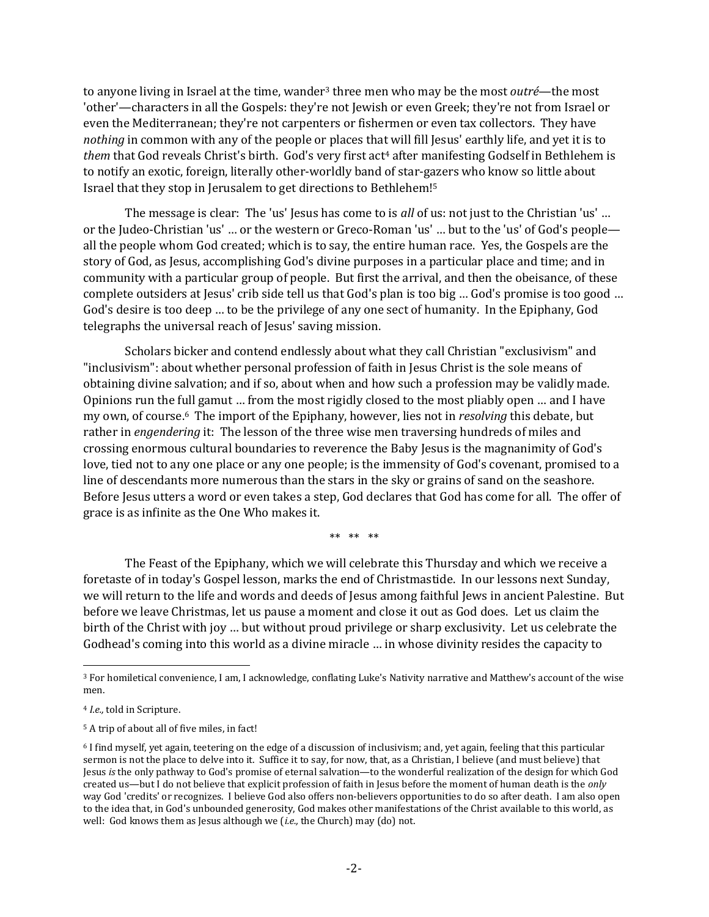to anyone living in Israel at the time, wander[3] three men who may be the most *outré*—the most 'other'—characters in all the Gospels: they're not Jewish or even Greek; they're not from Israel or even the Mediterranean; they're not carpenters or fishermen or even tax collectors. They have *nothing* in common with any of the people or places that will fill Jesus' earthly life, and yet it is to *them* that God reveals Christ's birth. God's very first act[4] after manifesting Godself in Bethlehem is to notify an exotic, foreign, literally other-worldly band of star-gazers who know so little about Israel that they stop in Jerusalem to get directions to Bethlehem![5]

The message is clear: The 'us' Jesus has come to is *all* of us: not just to the Christian 'us' … or the Judeo-Christian 'us' … or the western or Greco-Roman 'us' … but to the 'us' of God's people—all the people whom God created; which is to say, the entire human race. Yes, the Gospels are the story of God, as Jesus, accomplishing God's divine purposes in a particular place and time; and in community with a particular group of people. But first the arrival, and then the obeisance, of these complete outsiders at Jesus' crib side tell us that God's plan is too big … God's promise is too good … God's desire is too deep … to be the privilege of any one sect of humanity. In the Epiphany, God telegraphs the universal reach of Jesus' saving mission.

Scholars bicker and contend endlessly about what they call Christian "exclusivism" and "inclusivism": about whether personal profession of faith in Jesus Christ is the sole means of obtaining divine salvation; and if so, about when and how such a profession may be validly made. Opinions run the full gamut … from the most rigidly closed to the most pliably open … and I have my own, of course.[6] The import of the Epiphany, however, lies not in *resolving* this debate, but rather in *engendering* it: The lesson of the three wise men traversing hundreds of miles and crossing enormous cultural boundaries to reverence the Baby Jesus is the magnanimity of God's love, tied not to any one place or any one people; is the immensity of God's covenant, promised to a line of descendants more numerous than the stars in the sky or grains of sand on the seashore. Before Jesus utters a word or even takes a step, God declares that God has come for all. The offer of grace is as infinite as the One Who makes it.

\*\* \*\* \*\*

The Feast of the Epiphany, which we will celebrate this Thursday and which we receive a foretaste of in today's Gospel lesson, marks the end of Christmastide. In our lessons next Sunday, we will return to the life and words and deeds of Jesus among faithful Jews in ancient Palestine. But before we leave Christmas, let us pause a moment and close it out as God does. Let us claim the birth of the Christ with joy … but without proud privilege or sharp exclusivity. Let us celebrate the Godhead's coming into this world as a divine miracle … in whose divinity resides the capacity to

---

[3] For homiletical convenience, I am, I acknowledge, conflating Luke's Nativity narrative and Matthew's account of the wise men.

[4] *I.e.,* told in Scripture.

[5] A trip of about all of five miles, in fact!

[6] I find myself, yet again, teetering on the edge of a discussion of inclusivism; and, yet again, feeling that this particular sermon is not the place to delve into it. Suffice it to say, for now, that, as a Christian, I believe (and must believe) that Jesus *is* the only pathway to God's promise of eternal salvation—to the wonderful realization of the design for which God created us—but I do not believe that explicit profession of faith in Jesus before the moment of human death is the *only* way God 'credits' or recognizes. I believe God also offers non-believers opportunities to do so after death. I am also open to the idea that, in God's unbounded generosity, God makes other manifestations of the Christ available to this world, as well: God knows them as Jesus although we (*i.e.,* the Church) may (do) not.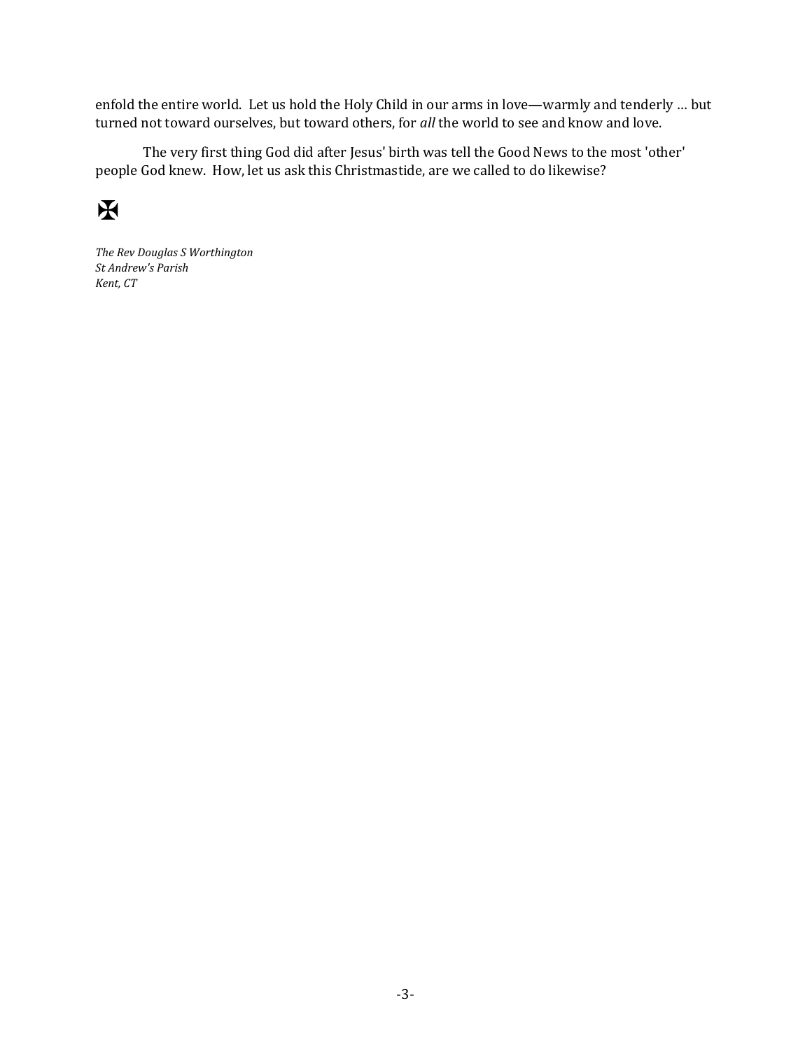enfold the entire world. Let us hold the Holy Child in our arms in love—warmly and tenderly … but turned not toward ourselves, but toward others, for *all* the world to see and know and love.

The very first thing God did after Jesus' birth was tell the Good News to the most 'other' people God knew. How, let us ask this Christmastide, are we called to do likewise?

✠

*The Rev Douglas S Worthington*
*St Andrew's Parish*
*Kent, CT*